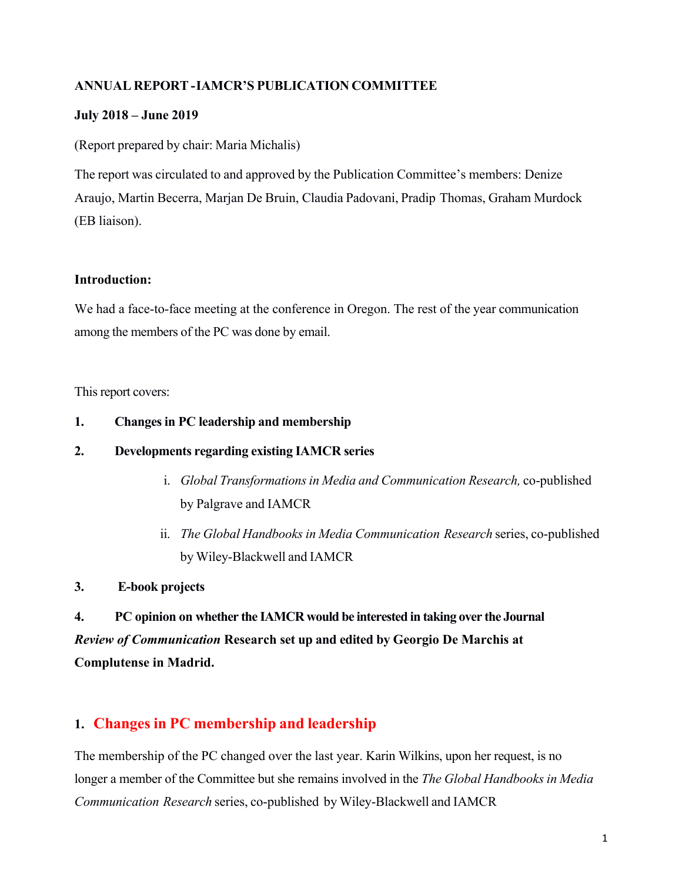**ANNUAL REPORT -IAMCR'S PUBLICATION COMMITTEE**

**July 2018 – June 2019**

(Report prepared by chair: Maria Michalis)

The report was circulated to and approved by the Publication Committee's members: Denize Araujo, Martin Becerra, Marjan De Bruin, Claudia Padovani, Pradip Thomas, Graham Murdock (EB liaison).

**Introduction:**

We had a face-to-face meeting at the conference in Oregon. The rest of the year communication among the members of the PC was done by email.

This report covers:

1. **Changes in PC leadership and membership**
2. **Developments regarding existing IAMCR series**
   - i. *Global Transformations in Media and Communication Research,* co-published by Palgrave and IAMCR
   - ii. *The Global Handbooks in Media Communication Research* series, co-published by Wiley-Blackwell and IAMCR
3. **E-book projects**
4. **PC opinion on whether the IAMCR would be interested in taking over the Journal *Review of Communication* Research set up and edited by Georgio De Marchis at Complutense in Madrid.**

## 1. Changes in PC membership and leadership

The membership of the PC changed over the last year. Karin Wilkins, upon her request, is no longer a member of the Committee but she remains involved in the *The Global Handbooks in Media Communication Research* series, co-published by Wiley-Blackwell and IAMCR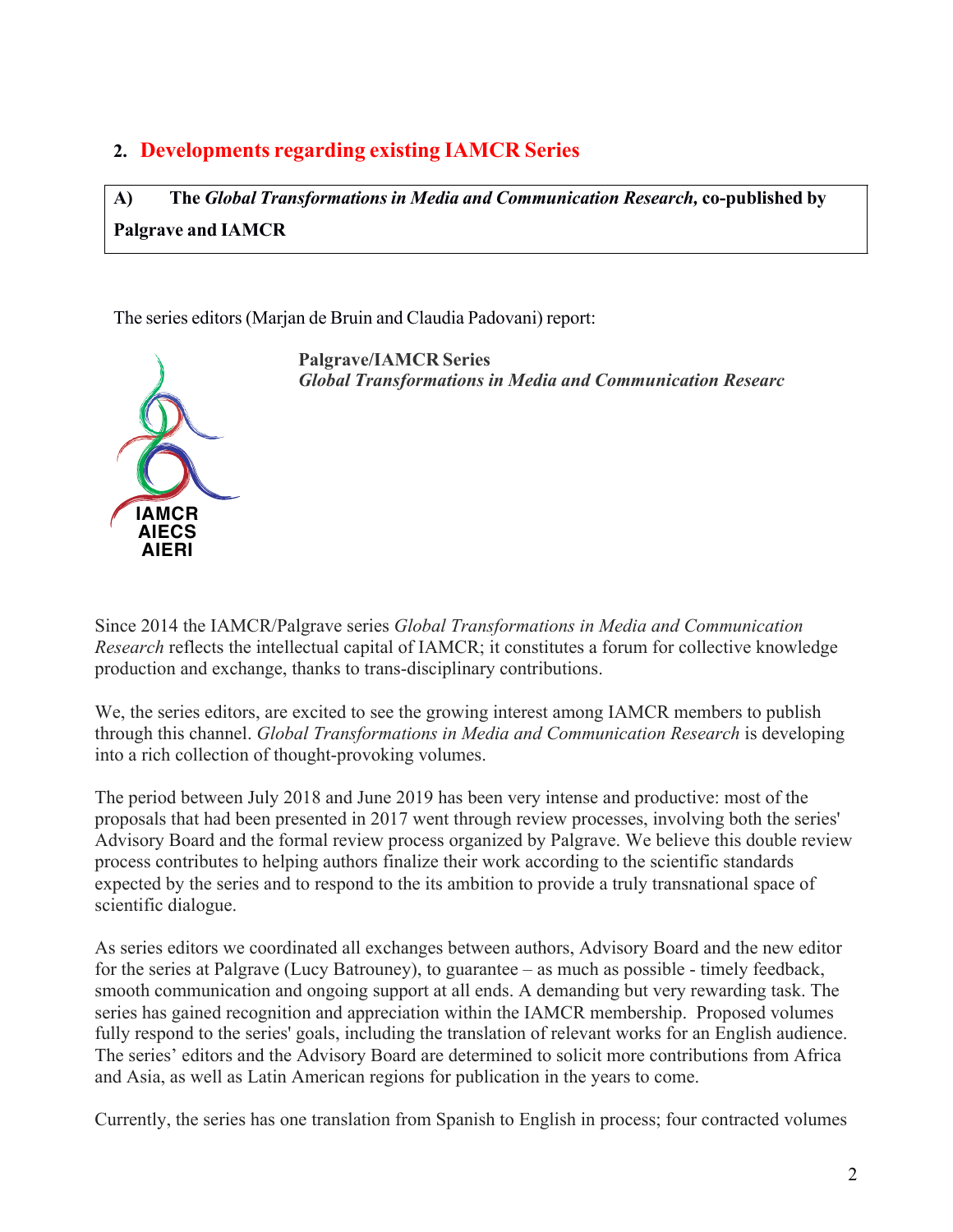## 2. Developments regarding existing IAMCR Series

**A) The *Global Transformations in Media and Communication Research*, co-published by Palgrave and IAMCR**

The series editors (Marjan de Bruin and Claudia Padovani) report:

**Palgrave/IAMCR Series**
***Global Transformations in Media and Communication Researc***

IAMCR
AIECS
AIERI

Since 2014 the IAMCR/Palgrave series *Global Transformations in Media and Communication Research* reflects the intellectual capital of IAMCR; it constitutes a forum for collective knowledge production and exchange, thanks to trans-disciplinary contributions.

We, the series editors, are excited to see the growing interest among IAMCR members to publish through this channel. *Global Transformations in Media and Communication Research* is developing into a rich collection of thought-provoking volumes.

The period between July 2018 and June 2019 has been very intense and productive: most of the proposals that had been presented in 2017 went through review processes, involving both the series' Advisory Board and the formal review process organized by Palgrave. We believe this double review process contributes to helping authors finalize their work according to the scientific standards expected by the series and to respond to the its ambition to provide a truly transnational space of scientific dialogue.

As series editors we coordinated all exchanges between authors, Advisory Board and the new editor for the series at Palgrave (Lucy Batrouney), to guarantee – as much as possible - timely feedback, smooth communication and ongoing support at all ends. A demanding but very rewarding task. The series has gained recognition and appreciation within the IAMCR membership. Proposed volumes fully respond to the series' goals, including the translation of relevant works for an English audience. The series' editors and the Advisory Board are determined to solicit more contributions from Africa and Asia, as well as Latin American regions for publication in the years to come.

Currently, the series has one translation from Spanish to English in process; four contracted volumes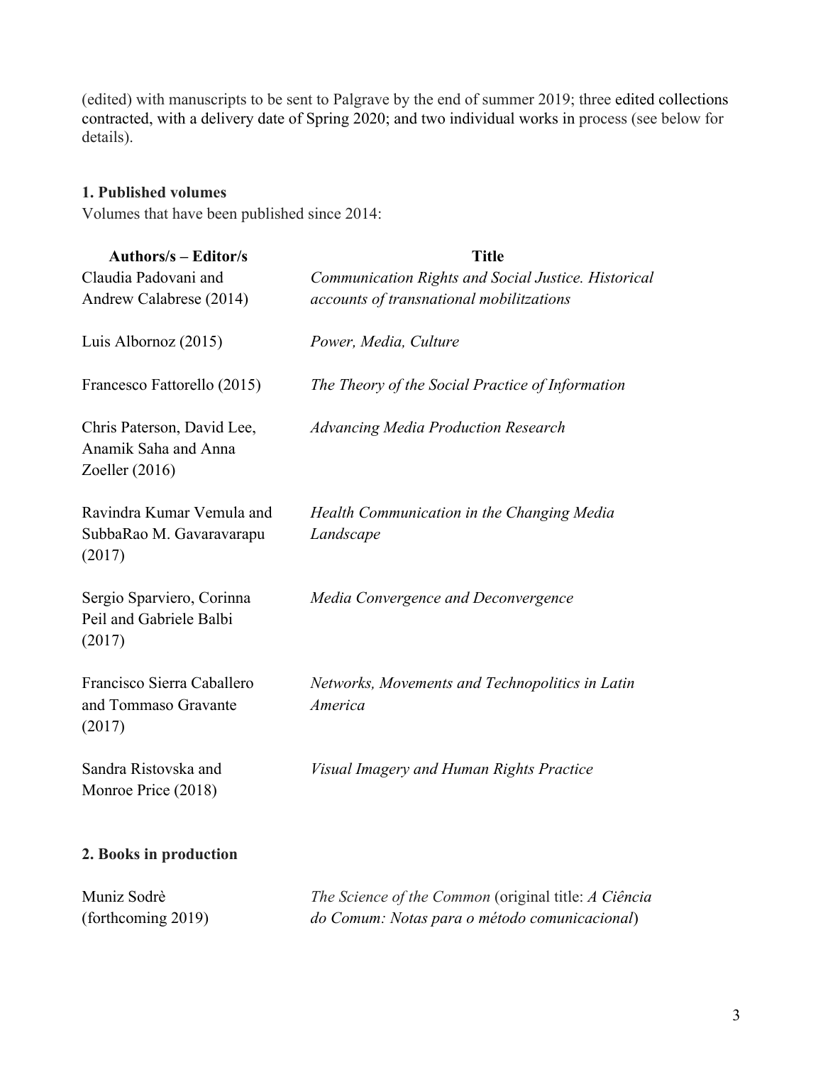(edited) with manuscripts to be sent to Palgrave by the end of summer 2019; three edited collections contracted, with a delivery date of Spring 2020; and two individual works in process (see below for details).

**1. Published volumes**

Volumes that have been published since 2014:

| Authors/s – Editor/s | Title |
|---|---|
| Claudia Padovani and Andrew Calabrese (2014) | *Communication Rights and Social Justice. Historical accounts of transnational mobilitzations* |
| Luis Albornoz (2015) | *Power, Media, Culture* |
| Francesco Fattorello (2015) | *The Theory of the Social Practice of Information* |
| Chris Paterson, David Lee, Anamik Saha and Anna Zoeller (2016) | *Advancing Media Production Research* |
| Ravindra Kumar Vemula and SubbaRao M. Gavaravarapu (2017) | *Health Communication in the Changing Media Landscape* |
| Sergio Sparviero, Corinna Peil and Gabriele Balbi (2017) | *Media Convergence and Deconvergence* |
| Francisco Sierra Caballero and Tommaso Gravante (2017) | *Networks, Movements and Technopolitics in Latin America* |
| Sandra Ristovska and Monroe Price (2018) | *Visual Imagery and Human Rights Practice* |

**2. Books in production**

| | |
|---|---|
| Muniz Sodrè (forthcoming 2019) | *The Science of the Common* (original title: *A Ciência do Comum: Notas para o método comunicacional*) |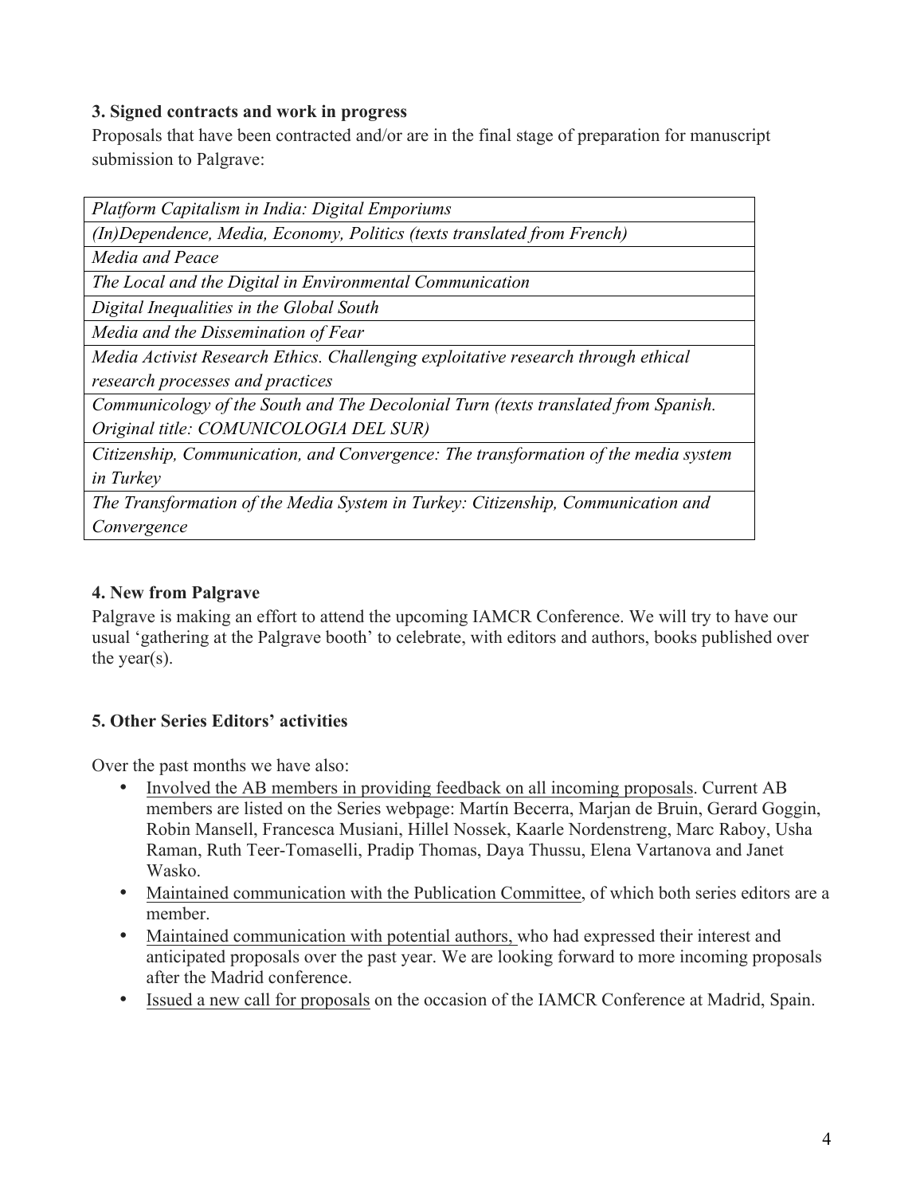### 3. Signed contracts and work in progress

Proposals that have been contracted and/or are in the final stage of preparation for manuscript submission to Palgrave:

| *Platform Capitalism in India: Digital Emporiums* |
|---|
| *(In)Dependence, Media, Economy, Politics (texts translated from French)* |
| *Media and Peace* |
| *The Local and the Digital in Environmental Communication* |
| *Digital Inequalities in the Global South* |
| *Media and the Dissemination of Fear* |
| *Media Activist Research Ethics. Challenging exploitative research through ethical research processes and practices* |
| *Communicology of the South and The Decolonial Turn (texts translated from Spanish. Original title: COMUNICOLOGIA DEL SUR)* |
| *Citizenship, Communication, and Convergence: The transformation of the media system in Turkey* |
| *The Transformation of the Media System in Turkey: Citizenship, Communication and Convergence* |

### 4. New from Palgrave

Palgrave is making an effort to attend the upcoming IAMCR Conference. We will try to have our usual 'gathering at the Palgrave booth' to celebrate, with editors and authors, books published over the year(s).

### 5. Other Series Editors' activities

Over the past months we have also:

- Involved the AB members in providing feedback on all incoming proposals. Current AB members are listed on the Series webpage: Martín Becerra, Marjan de Bruin, Gerard Goggin, Robin Mansell, Francesca Musiani, Hillel Nossek, Kaarle Nordenstreng, Marc Raboy, Usha Raman, Ruth Teer-Tomaselli, Pradip Thomas, Daya Thussu, Elena Vartanova and Janet Wasko.
- Maintained communication with the Publication Committee, of which both series editors are a member.
- Maintained communication with potential authors, who had expressed their interest and anticipated proposals over the past year. We are looking forward to more incoming proposals after the Madrid conference.
- Issued a new call for proposals on the occasion of the IAMCR Conference at Madrid, Spain.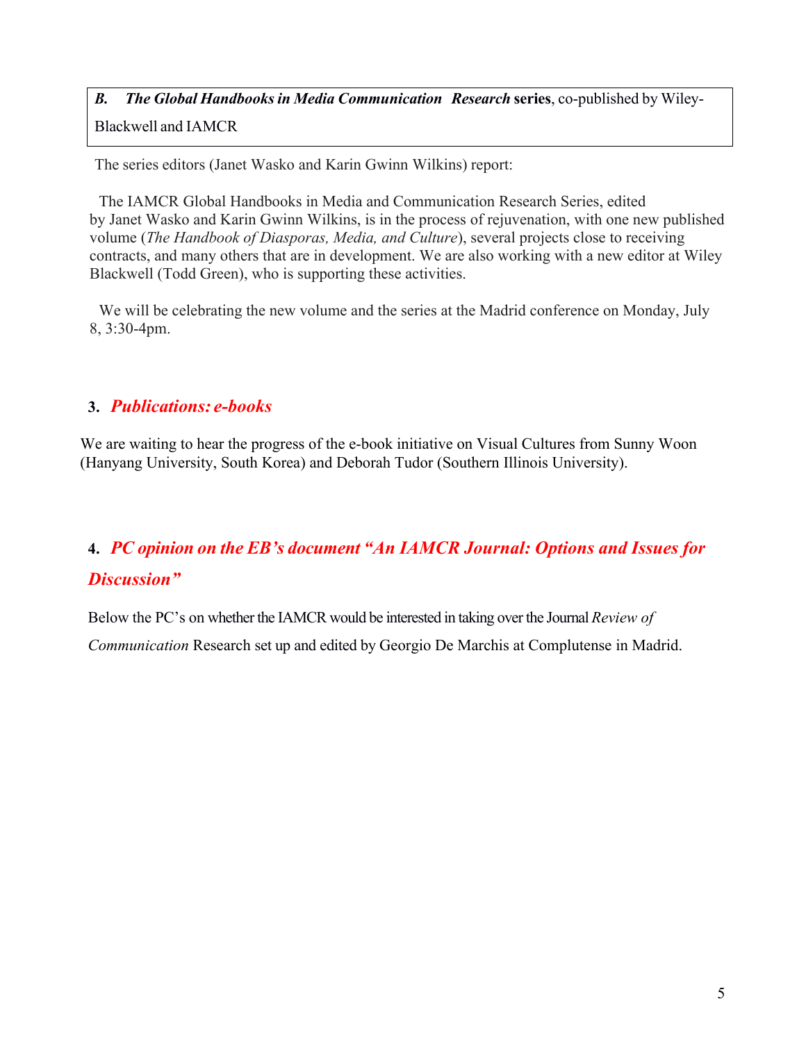***B. The Global Handbooks in Media Communication Research* series**, co-published by Wiley-Blackwell and IAMCR

The series editors (Janet Wasko and Karin Gwinn Wilkins) report:

The IAMCR Global Handbooks in Media and Communication Research Series, edited by Janet Wasko and Karin Gwinn Wilkins, is in the process of rejuvenation, with one new published volume (*The Handbook of Diasporas, Media, and Culture*), several projects close to receiving contracts, and many others that are in development. We are also working with a new editor at Wiley Blackwell (Todd Green), who is supporting these activities.

We will be celebrating the new volume and the series at the Madrid conference on Monday, July 8, 3:30-4pm.

## 3. *Publications: e-books*

We are waiting to hear the progress of the e-book initiative on Visual Cultures from Sunny Woon (Hanyang University, South Korea) and Deborah Tudor (Southern Illinois University).

## 4. *PC opinion on the EB's document "An IAMCR Journal: Options and Issues for Discussion"*

Below the PC's on whether the IAMCR would be interested in taking over the Journal *Review of Communication* Research set up and edited by Georgio De Marchis at Complutense in Madrid.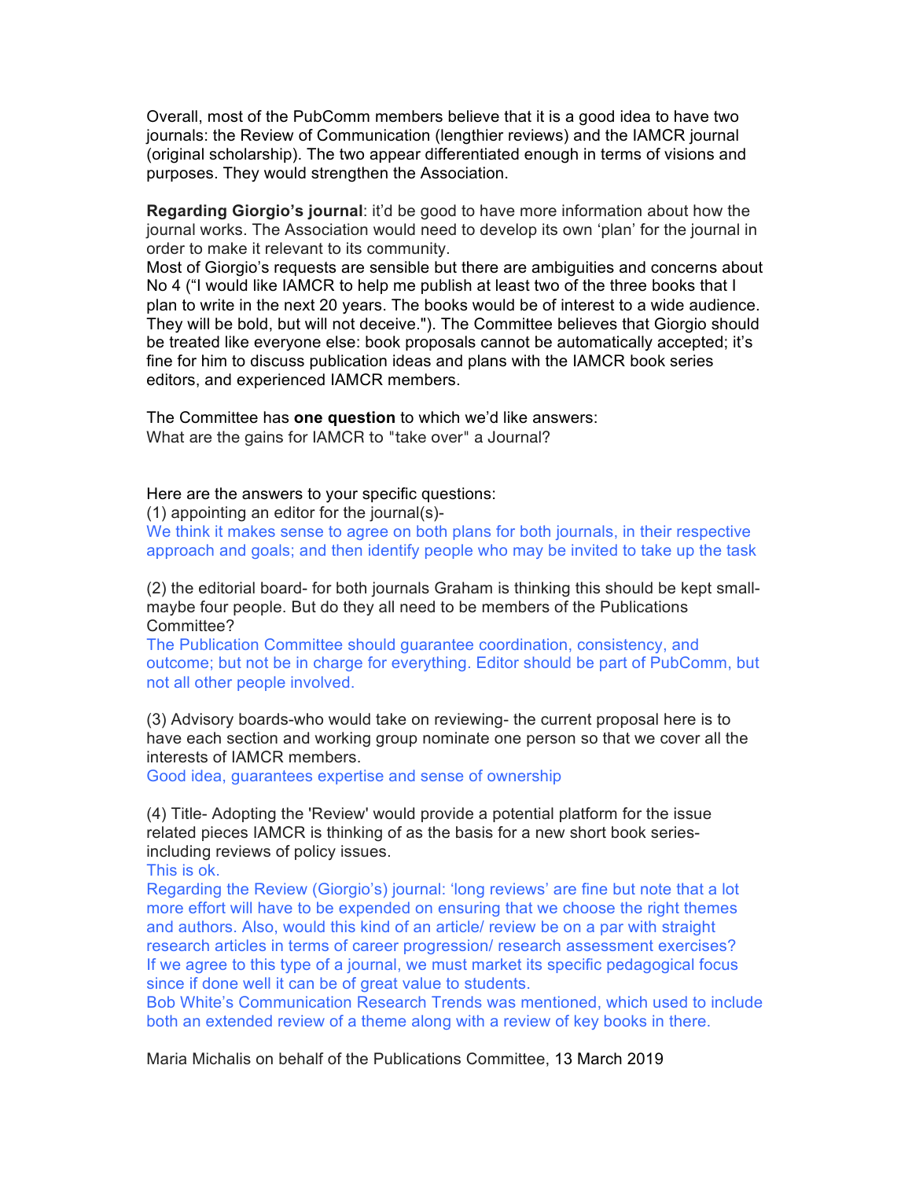Overall, most of the PubComm members believe that it is a good idea to have two journals: the Review of Communication (lengthier reviews) and the IAMCR journal (original scholarship). The two appear differentiated enough in terms of visions and purposes. They would strengthen the Association.

**Regarding Giorgio's journal**: it'd be good to have more information about how the journal works. The Association would need to develop its own 'plan' for the journal in order to make it relevant to its community.

Most of Giorgio's requests are sensible but there are ambiguities and concerns about No 4 ("I would like IAMCR to help me publish at least two of the three books that I plan to write in the next 20 years. The books would be of interest to a wide audience. They will be bold, but will not deceive."). The Committee believes that Giorgio should be treated like everyone else: book proposals cannot be automatically accepted; it's fine for him to discuss publication ideas and plans with the IAMCR book series editors, and experienced IAMCR members.

The Committee has **one question** to which we'd like answers:
What are the gains for IAMCR to "take over" a Journal?

Here are the answers to your specific questions:

(1) appointing an editor for the journal(s)-

We think it makes sense to agree on both plans for both journals, in their respective approach and goals; and then identify people who may be invited to take up the task

(2) the editorial board- for both journals Graham is thinking this should be kept small- maybe four people. But do they all need to be members of the Publications Committee?

The Publication Committee should guarantee coordination, consistency, and outcome; but not be in charge for everything. Editor should be part of PubComm, but not all other people involved.

(3) Advisory boards-who would take on reviewing- the current proposal here is to have each section and working group nominate one person so that we cover all the interests of IAMCR members.

Good idea, guarantees expertise and sense of ownership

(4) Title- Adopting the 'Review' would provide a potential platform for the issue related pieces IAMCR is thinking of as the basis for a new short book series- including reviews of policy issues.

This is ok.

Regarding the Review (Giorgio's) journal: 'long reviews' are fine but note that a lot more effort will have to be expended on ensuring that we choose the right themes and authors. Also, would this kind of an article/ review be on a par with straight research articles in terms of career progression/ research assessment exercises? If we agree to this type of a journal, we must market its specific pedagogical focus since if done well it can be of great value to students.

Bob White's Communication Research Trends was mentioned, which used to include both an extended review of a theme along with a review of key books in there.

Maria Michalis on behalf of the Publications Committee, 13 March 2019